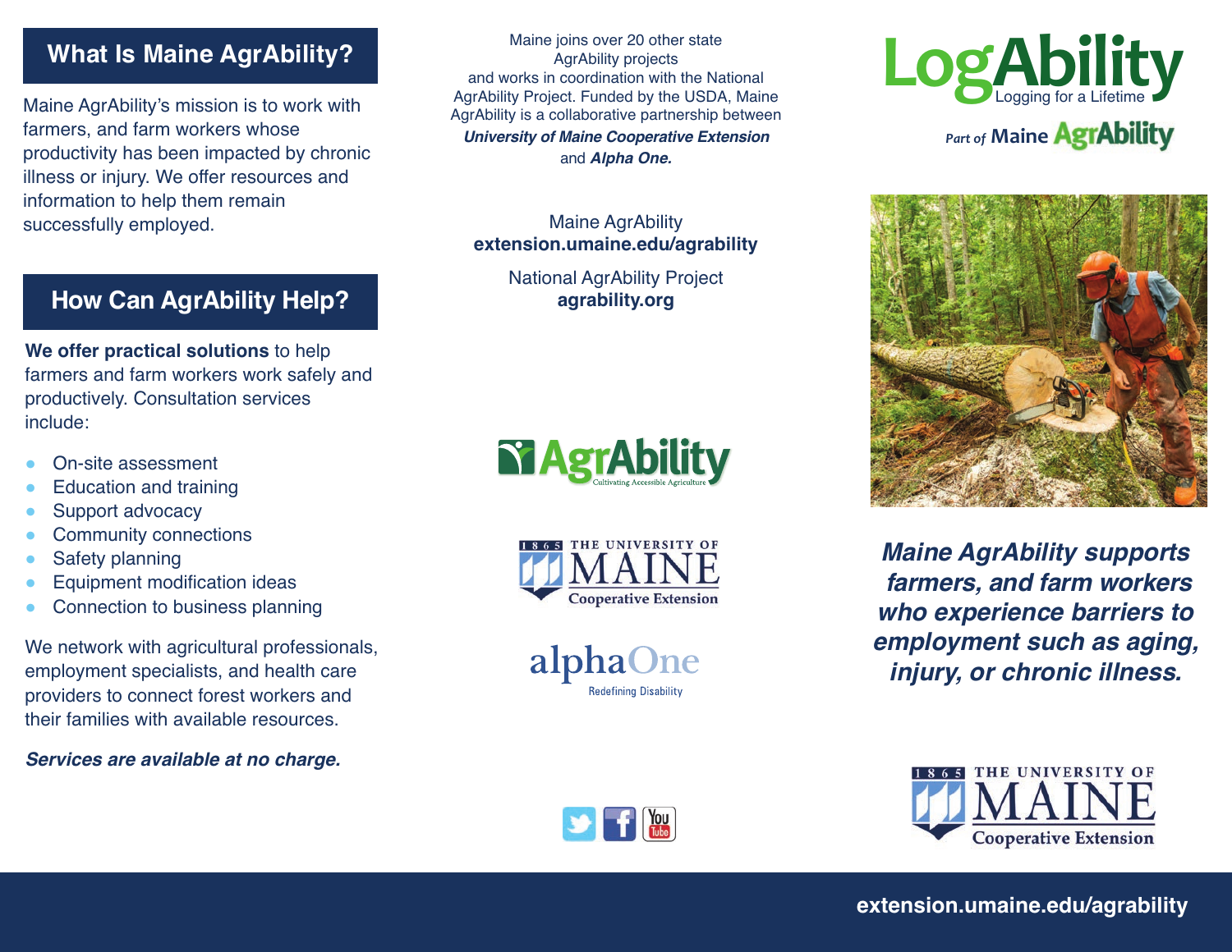## What Is Maine AgrAbility?

Maine AgrAbility's mission is to work with farmers, and farm workers whose productivity has been impacted by chronic illness or injury. We offer resources and information to help them remain successfully employed.

## How Can AgrAbility Help?

**We offer practical solutions** to help farmers and farm workers work safely and productively. Consultation services include:

- On-site assessment
- Education and training
- Support advocacy
- Community connections
- Safety planning
- Equipment modification ideas
- Connection to business planning

We network with agricultural professionals, employment specialists, and health care providers to connect forest workers and their families with available resources.

***Services are available at no charge.***

Maine joins over 20 other state AgrAbility projects and works in coordination with the National AgrAbility Project. Funded by the USDA, Maine AgrAbility is a collaborative partnership between ***University of Maine Cooperative Extension*** and ***Alpha One.***

Maine AgrAbility
**extension.umaine.edu/agrability**

National AgrAbility Project
**agrability.org**

AgrAbility — Cultivating Accessible Agriculture

1865 The University of Maine Cooperative Extension

alphaOne — Redefining Disability

# LogAbility

Logging for a Lifetime

Part of Maine AgrAbility

***Maine AgrAbility supports farmers, and farm workers who experience barriers to employment such as aging, injury, or chronic illness.***

1865 The University of Maine Cooperative Extension

**extension.umaine.edu/agrability**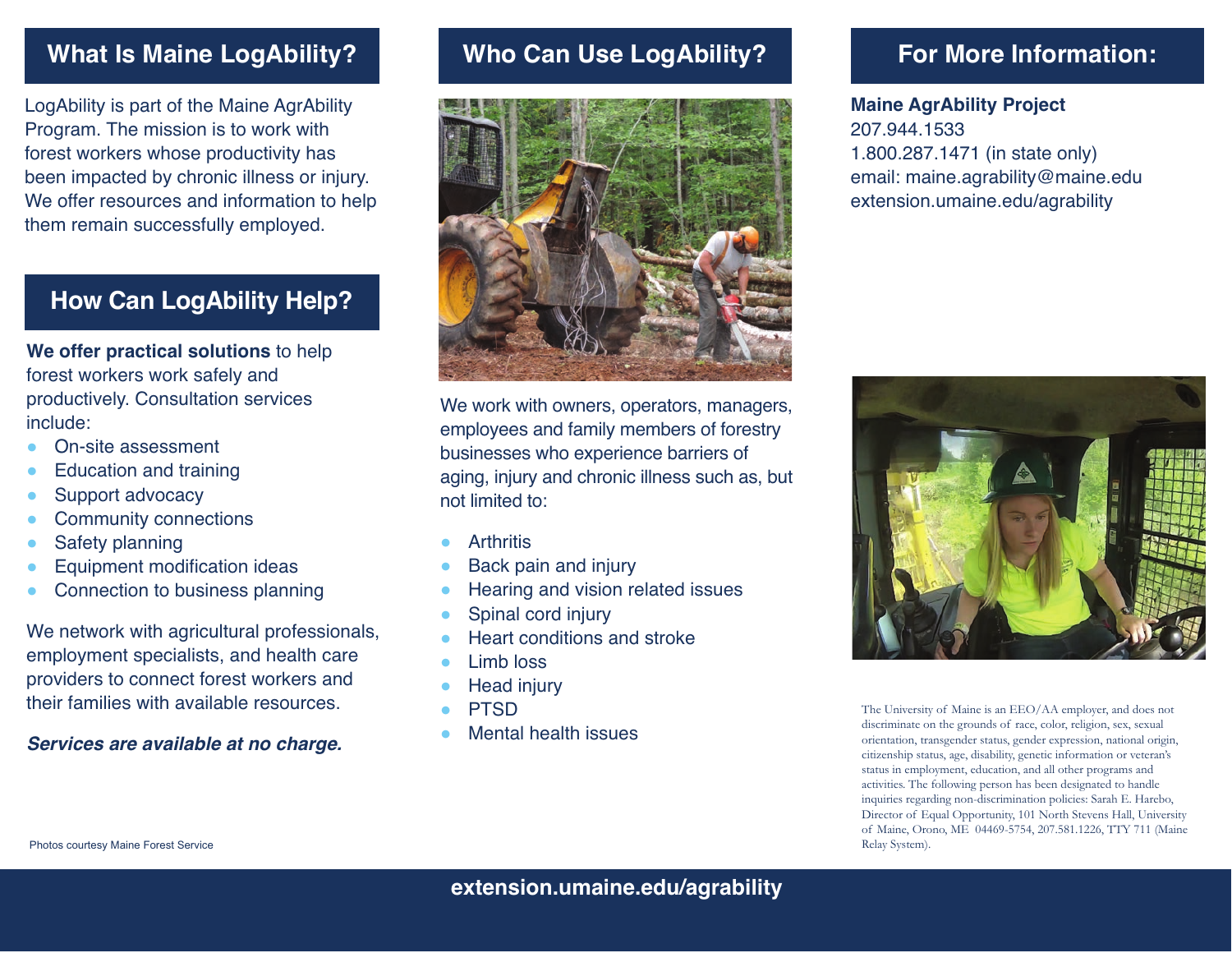## What Is Maine LogAbility?

LogAbility is part of the Maine AgrAbility Program. The mission is to work with forest workers whose productivity has been impacted by chronic illness or injury. We offer resources and information to help them remain successfully employed.

## How Can LogAbility Help?

**We offer practical solutions** to help forest workers work safely and productively. Consultation services include:

- On-site assessment
- Education and training
- Support advocacy
- Community connections
- Safety planning
- Equipment modification ideas
- Connection to business planning

We network with agricultural professionals, employment specialists, and health care providers to connect forest workers and their families with available resources.

***Services are available at no charge.***

Photos courtesy Maine Forest Service

## Who Can Use LogAbility?

We work with owners, operators, managers, employees and family members of forestry businesses who experience barriers of aging, injury and chronic illness such as, but not limited to:

- Arthritis
- Back pain and injury
- Hearing and vision related issues
- Spinal cord injury
- Heart conditions and stroke
- Limb loss
- Head injury
- PTSD
- Mental health issues

## For More Information:

**Maine AgrAbility Project**
207.944.1533
1.800.287.1471 (in state only)
email: maine.agrability@maine.edu
extension.umaine.edu/agrability

The University of Maine is an EEO/AA employer, and does not discriminate on the grounds of race, color, religion, sex, sexual orientation, transgender status, gender expression, national origin, citizenship status, age, disability, genetic information or veteran's status in employment, education, and all other programs and activities. The following person has been designated to handle inquiries regarding non-discrimination policies: Sarah E. Harebo, Director of Equal Opportunity, 101 North Stevens Hall, University of Maine, Orono, ME 04469-5754, 207.581.1226, TTY 711 (Maine Relay System).

**extension.umaine.edu/agrability**